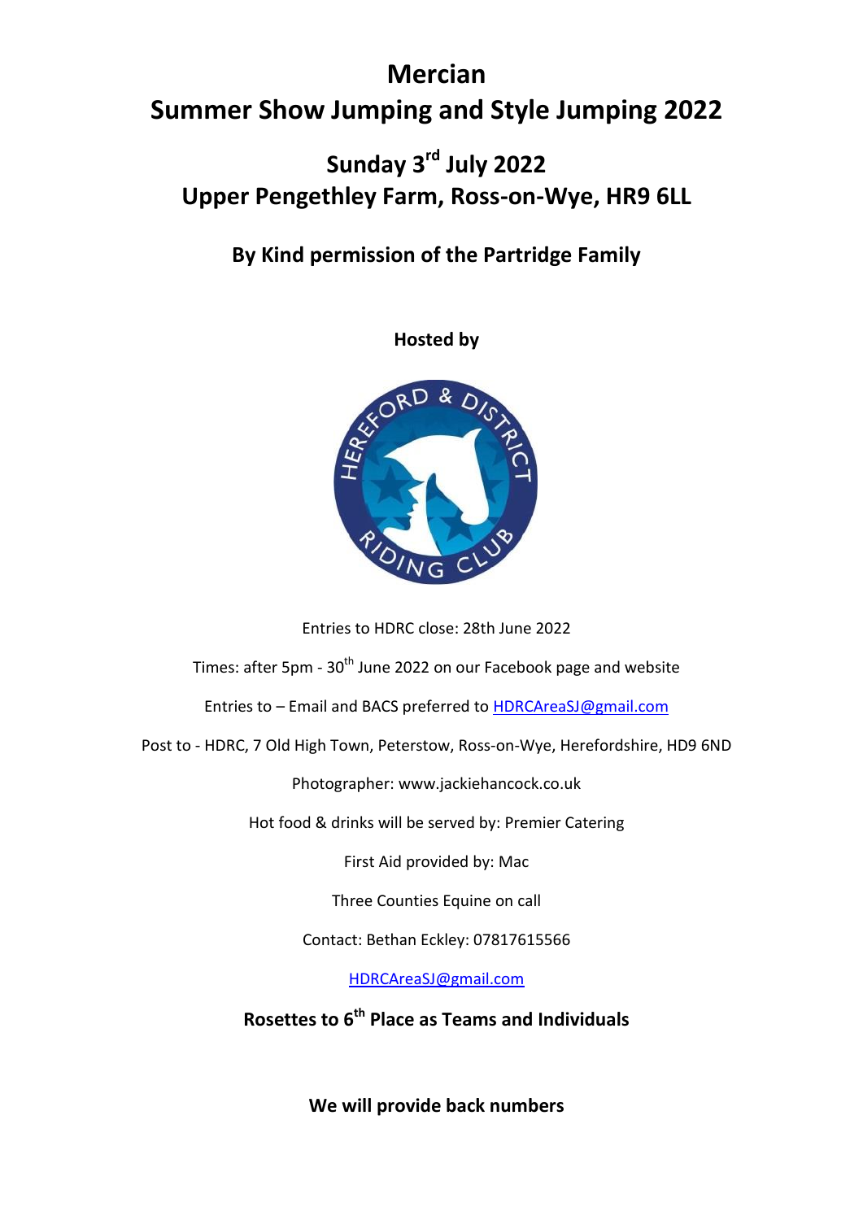# Mercian
# Summer Show Jumping and Style Jumping 2022

## Sunday 3rd July 2022
## Upper Pengethley Farm, Ross-on-Wye, HR9 6LL

### By Kind permission of the Partridge Family

**Hosted by**

Entries to HDRC close: 28th June 2022

Times: after 5pm - 30th June 2022 on our Facebook page and website

Entries to – Email and BACS preferred to HDRCAreaSJ@gmail.com

Post to - HDRC, 7 Old High Town, Peterstow, Ross-on-Wye, Herefordshire, HD9 6ND

Photographer: www.jackiehancock.co.uk

Hot food & drinks will be served by: Premier Catering

First Aid provided by: Mac

Three Counties Equine on call

Contact: Bethan Eckley: 07817615566

HDRCAreaSJ@gmail.com

**Rosettes to 6th Place as Teams and Individuals**

**We will provide back numbers**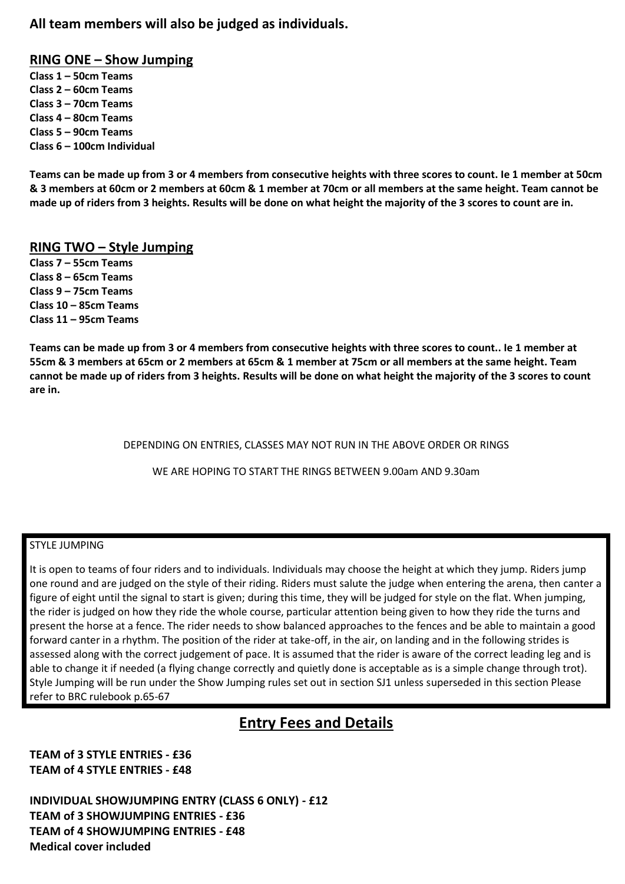**All team members will also be judged as individuals.**

## RING ONE – Show Jumping

**Class 1 – 50cm Teams**
**Class 2 – 60cm Teams**
**Class 3 – 70cm Teams**
**Class 4 – 80cm Teams**
**Class 5 – 90cm Teams**
**Class 6 – 100cm Individual**

**Teams can be made up from 3 or 4 members from consecutive heights with three scores to count. Ie 1 member at 50cm & 3 members at 60cm or 2 members at 60cm & 1 member at 70cm or all members at the same height. Team cannot be made up of riders from 3 heights. Results will be done on what height the majority of the 3 scores to count are in.**

## RING TWO – Style Jumping

**Class 7 – 55cm Teams**
**Class 8 – 65cm Teams**
**Class 9 – 75cm Teams**
**Class 10 – 85cm Teams**
**Class 11 – 95cm Teams**

**Teams can be made up from 3 or 4 members from consecutive heights with three scores to count.. Ie 1 member at 55cm & 3 members at 65cm or 2 members at 65cm & 1 member at 75cm or all members at the same height. Team cannot be made up of riders from 3 heights. Results will be done on what height the majority of the 3 scores to count are in.**

DEPENDING ON ENTRIES, CLASSES MAY NOT RUN IN THE ABOVE ORDER OR RINGS

WE ARE HOPING TO START THE RINGS BETWEEN 9.00am AND 9.30am

STYLE JUMPING

It is open to teams of four riders and to individuals. Individuals may choose the height at which they jump. Riders jump one round and are judged on the style of their riding. Riders must salute the judge when entering the arena, then canter a figure of eight until the signal to start is given; during this time, they will be judged for style on the flat. When jumping, the rider is judged on how they ride the whole course, particular attention being given to how they ride the turns and present the horse at a fence. The rider needs to show balanced approaches to the fences and be able to maintain a good forward canter in a rhythm. The position of the rider at take-off, in the air, on landing and in the following strides is assessed along with the correct judgement of pace. It is assumed that the rider is aware of the correct leading leg and is able to change it if needed (a flying change correctly and quietly done is acceptable as is a simple change through trot). Style Jumping will be run under the Show Jumping rules set out in section SJ1 unless superseded in this section Please refer to BRC rulebook p.65-67

## Entry Fees and Details

**TEAM of 3 STYLE ENTRIES - £36**
**TEAM of 4 STYLE ENTRIES - £48**

**INDIVIDUAL SHOWJUMPING ENTRY (CLASS 6 ONLY) - £12**
**TEAM of 3 SHOWJUMPING ENTRIES - £36**
**TEAM of 4 SHOWJUMPING ENTRIES - £48**
**Medical cover included**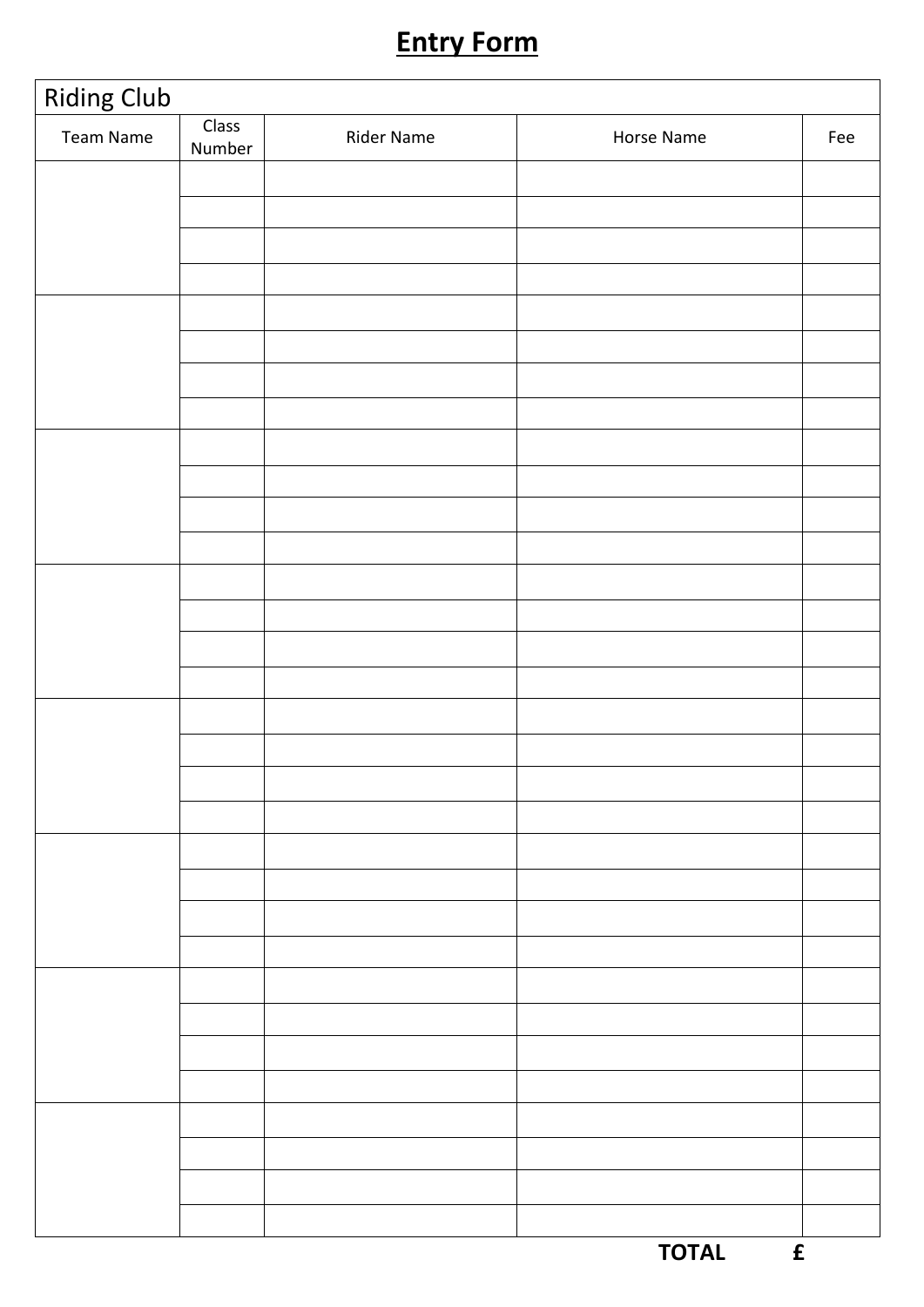# Entry Form

| Riding Club | | | | |
|---|---|---|---|---|
| Team Name | Class Number | Rider Name | Horse Name | Fee |
| | | | | |
| | | | | |
| | | | | |
| | | | | |
| | | | | |
| | | | | |
| | | | | |
| | | | | |
| | | | | |
| | | | | |
| | | | | |
| | | | | |
| | | | | |
| | | | | |
| | | | | |
| | | | | |
| | | | | |
| | | | | |
| | | | | |
| | | | | |
| | | | | |
| | | | | |
| | | | | |
| | | | | |
| | | | | |
| | | | | |
| | | | | |
| | | | | |
| | | | | |
| | | | | |
| | | | | |
| | | | | |

**TOTAL £**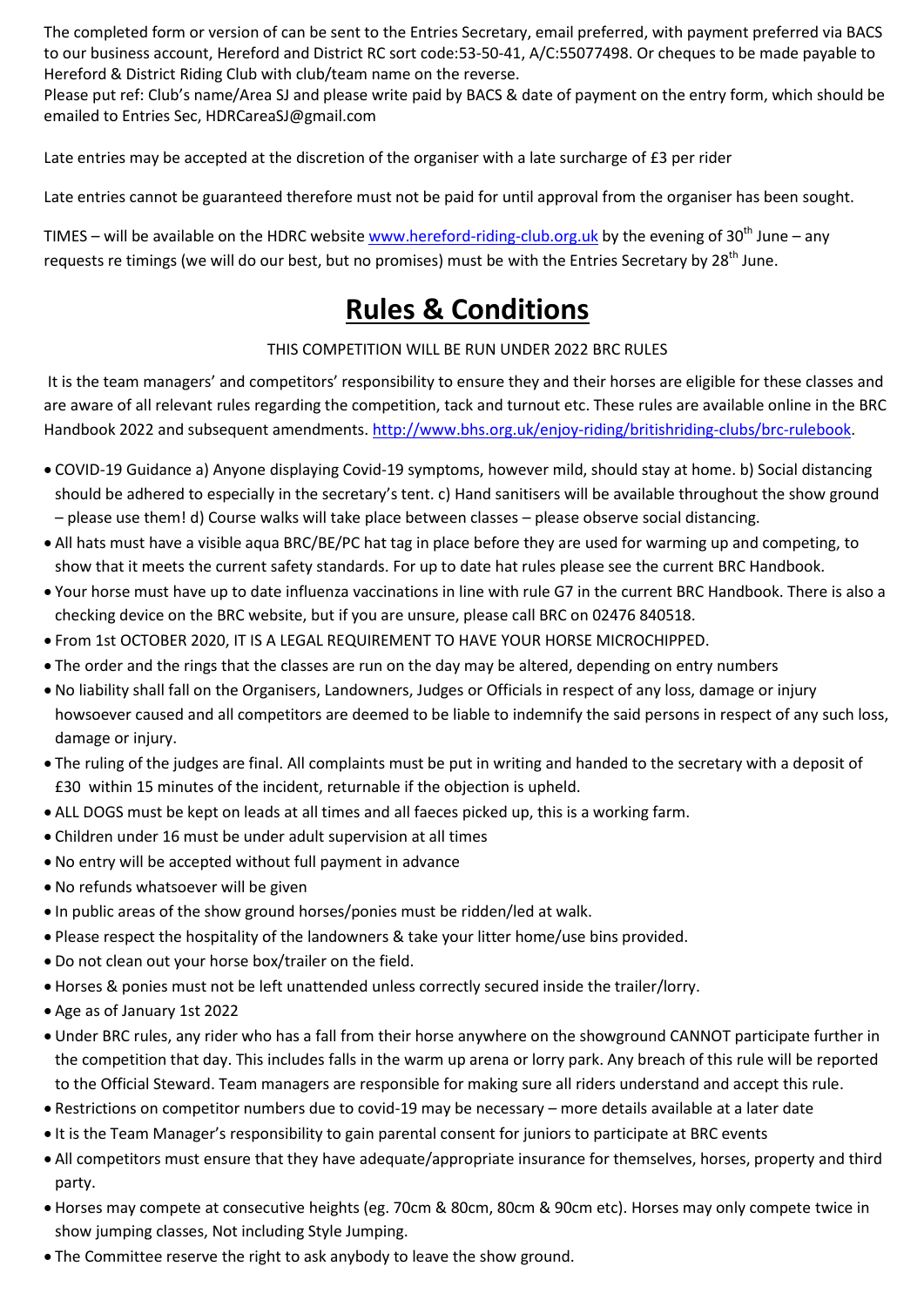The completed form or version of can be sent to the Entries Secretary, email preferred, with payment preferred via BACS to our business account, Hereford and District RC sort code:53-50-41, A/C:55077498. Or cheques to be made payable to Hereford & District Riding Club with club/team name on the reverse.
Please put ref: Club's name/Area SJ and please write paid by BACS & date of payment on the entry form, which should be emailed to Entries Sec, HDRCareaSJ@gmail.com

Late entries may be accepted at the discretion of the organiser with a late surcharge of £3 per rider

Late entries cannot be guaranteed therefore must not be paid for until approval from the organiser has been sought.

TIMES – will be available on the HDRC website [www.hereford-riding-club.org.uk](http://www.hereford-riding-club.org.uk) by the evening of 30th June – any requests re timings (we will do our best, but no promises) must be with the Entries Secretary by 28th June.

# Rules & Conditions

THIS COMPETITION WILL BE RUN UNDER 2022 BRC RULES

It is the team managers' and competitors' responsibility to ensure they and their horses are eligible for these classes and are aware of all relevant rules regarding the competition, tack and turnout etc. These rules are available online in the BRC Handbook 2022 and subsequent amendments. [http://www.bhs.org.uk/enjoy-riding/britishriding-clubs/brc-rulebook](http://www.bhs.org.uk/enjoy-riding/britishriding-clubs/brc-rulebook).

- COVID-19 Guidance a) Anyone displaying Covid-19 symptoms, however mild, should stay at home. b) Social distancing should be adhered to especially in the secretary's tent. c) Hand sanitisers will be available throughout the show ground – please use them! d) Course walks will take place between classes – please observe social distancing.
- All hats must have a visible aqua BRC/BE/PC hat tag in place before they are used for warming up and competing, to show that it meets the current safety standards. For up to date hat rules please see the current BRC Handbook.
- Your horse must have up to date influenza vaccinations in line with rule G7 in the current BRC Handbook. There is also a checking device on the BRC website, but if you are unsure, please call BRC on 02476 840518.
- From 1st OCTOBER 2020, IT IS A LEGAL REQUIREMENT TO HAVE YOUR HORSE MICROCHIPPED.
- The order and the rings that the classes are run on the day may be altered, depending on entry numbers
- No liability shall fall on the Organisers, Landowners, Judges or Officials in respect of any loss, damage or injury howsoever caused and all competitors are deemed to be liable to indemnify the said persons in respect of any such loss, damage or injury.
- The ruling of the judges are final. All complaints must be put in writing and handed to the secretary with a deposit of £30 within 15 minutes of the incident, returnable if the objection is upheld.
- ALL DOGS must be kept on leads at all times and all faeces picked up, this is a working farm.
- Children under 16 must be under adult supervision at all times
- No entry will be accepted without full payment in advance
- No refunds whatsoever will be given
- In public areas of the show ground horses/ponies must be ridden/led at walk.
- Please respect the hospitality of the landowners & take your litter home/use bins provided.
- Do not clean out your horse box/trailer on the field.
- Horses & ponies must not be left unattended unless correctly secured inside the trailer/lorry.
- Age as of January 1st 2022
- Under BRC rules, any rider who has a fall from their horse anywhere on the showground CANNOT participate further in the competition that day. This includes falls in the warm up arena or lorry park. Any breach of this rule will be reported to the Official Steward. Team managers are responsible for making sure all riders understand and accept this rule.
- Restrictions on competitor numbers due to covid-19 may be necessary – more details available at a later date
- It is the Team Manager's responsibility to gain parental consent for juniors to participate at BRC events
- All competitors must ensure that they have adequate/appropriate insurance for themselves, horses, property and third party.
- Horses may compete at consecutive heights (eg. 70cm & 80cm, 80cm & 90cm etc). Horses may only compete twice in show jumping classes, Not including Style Jumping.
- The Committee reserve the right to ask anybody to leave the show ground.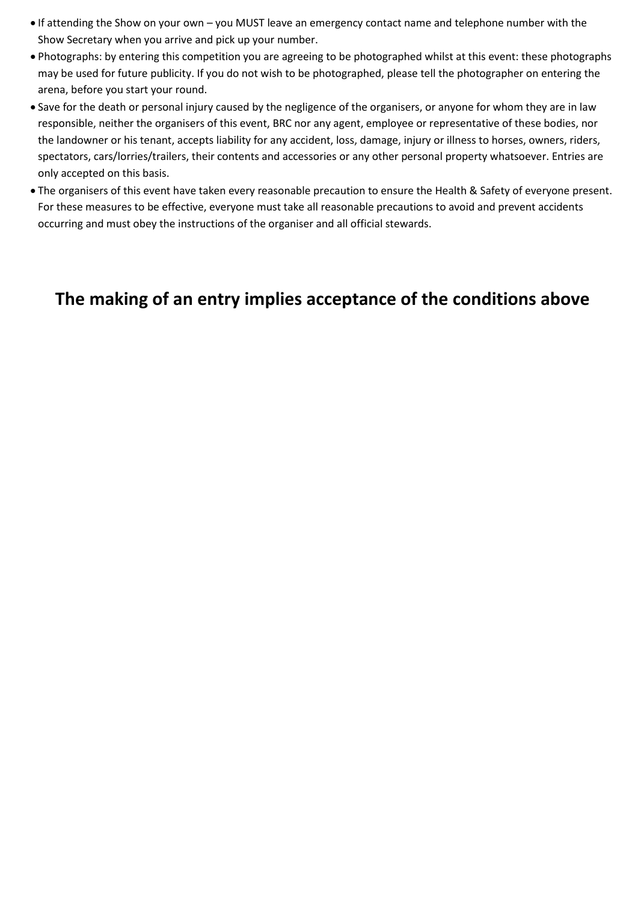- If attending the Show on your own – you MUST leave an emergency contact name and telephone number with the Show Secretary when you arrive and pick up your number.
- Photographs: by entering this competition you are agreeing to be photographed whilst at this event: these photographs may be used for future publicity. If you do not wish to be photographed, please tell the photographer on entering the arena, before you start your round.
- Save for the death or personal injury caused by the negligence of the organisers, or anyone for whom they are in law responsible, neither the organisers of this event, BRC nor any agent, employee or representative of these bodies, nor the landowner or his tenant, accepts liability for any accident, loss, damage, injury or illness to horses, owners, riders, spectators, cars/lorries/trailers, their contents and accessories or any other personal property whatsoever. Entries are only accepted on this basis.
- The organisers of this event have taken every reasonable precaution to ensure the Health & Safety of everyone present. For these measures to be effective, everyone must take all reasonable precautions to avoid and prevent accidents occurring and must obey the instructions of the organiser and all official stewards.

## The making of an entry implies acceptance of the conditions above